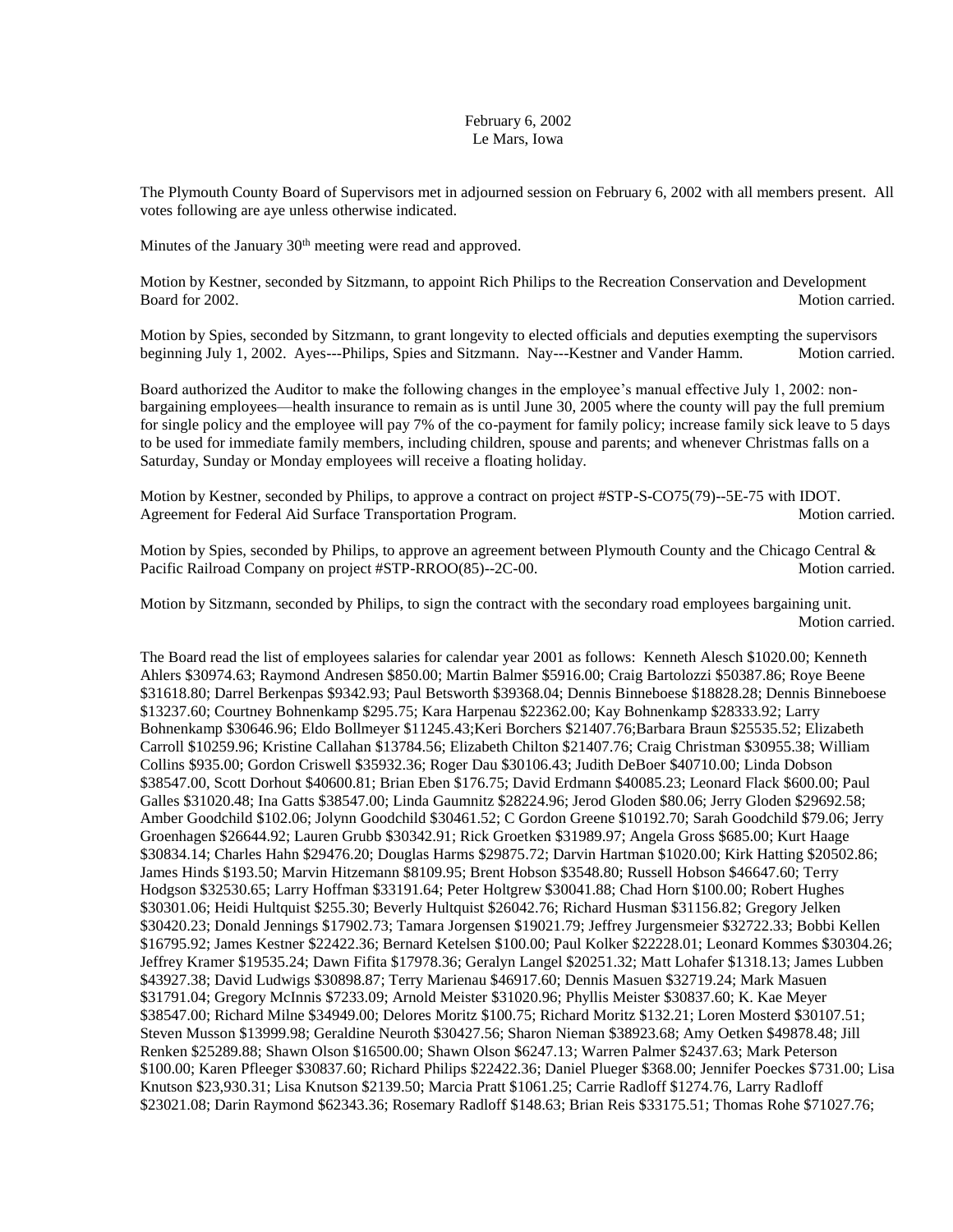February 6, 2002
Le Mars, Iowa

The Plymouth County Board of Supervisors met in adjourned session on February 6, 2002 with all members present. All votes following are aye unless otherwise indicated.

Minutes of the January 30th meeting were read and approved.

Motion by Kestner, seconded by Sitzmann, to appoint Rich Philips to the Recreation Conservation and Development Board for 2002. Motion carried.

Motion by Spies, seconded by Sitzmann, to grant longevity to elected officials and deputies exempting the supervisors beginning July 1, 2002. Ayes---Philips, Spies and Sitzmann. Nay---Kestner and Vander Hamm. Motion carried.

Board authorized the Auditor to make the following changes in the employee's manual effective July 1, 2002: non-bargaining employees—health insurance to remain as is until June 30, 2005 where the county will pay the full premium for single policy and the employee will pay 7% of the co-payment for family policy; increase family sick leave to 5 days to be used for immediate family members, including children, spouse and parents; and whenever Christmas falls on a Saturday, Sunday or Monday employees will receive a floating holiday.

Motion by Kestner, seconded by Philips, to approve a contract on project #STP-S-CO75(79)--5E-75 with IDOT. Agreement for Federal Aid Surface Transportation Program. Motion carried.

Motion by Spies, seconded by Philips, to approve an agreement between Plymouth County and the Chicago Central & Pacific Railroad Company on project #STP-RROO(85)--2C-00. Motion carried.

Motion by Sitzmann, seconded by Philips, to sign the contract with the secondary road employees bargaining unit. Motion carried.

The Board read the list of employees salaries for calendar year 2001 as follows: Kenneth Alesch $1020.00; Kenneth Ahlers $30974.63; Raymond Andresen $850.00; Martin Balmer $5916.00; Craig Bartolozzi $50387.86; Roye Beene $31618.80; Darrel Berkenpas $9342.93; Paul Betsworth $39368.04; Dennis Binneboese $18828.28; Dennis Binneboese $13237.60; Courtney Bohnenkamp $295.75; Kara Harpenau $22362.00; Kay Bohnenkamp $28333.92; Larry Bohnenkamp $30646.96; Eldo Bollmeyer $11245.43;Keri Borchers $21407.76;Barbara Braun $25535.52; Elizabeth Carroll $10259.96; Kristine Callahan $13784.56; Elizabeth Chilton $21407.76; Craig Christman $30955.38; William Collins $935.00; Gordon Criswell $35932.36; Roger Dau $30106.43; Judith DeBoer $40710.00; Linda Dobson $38547.00, Scott Dorhout $40600.81; Brian Eben $176.75; David Erdmann $40085.23; Leonard Flack $600.00; Paul Galles $31020.48; Ina Gatts $38547.00; Linda Gaumnitz $28224.96; Jerod Gloden $80.06; Jerry Gloden $29692.58; Amber Goodchild $102.06; Jolynn Goodchild $30461.52; C Gordon Greene $10192.70; Sarah Goodchild $79.06; Jerry Groenhagen $26644.92; Lauren Grubb $30342.91; Rick Groetken $31989.97; Angela Gross $685.00; Kurt Haage $30834.14; Charles Hahn $29476.20; Douglas Harms $29875.72; Darvin Hartman $1020.00; Kirk Hatting $20502.86; James Hinds $193.50; Marvin Hitzemann $8109.95; Brent Hobson $3548.80; Russell Hobson $46647.60; Terry Hodgson $32530.65; Larry Hoffman $33191.64; Peter Holtgrew $30041.88; Chad Horn $100.00; Robert Hughes $30301.06; Heidi Hultquist $255.30; Beverly Hultquist $26042.76; Richard Husman $31156.82; Gregory Jelken $30420.23; Donald Jennings $17902.73; Tamara Jorgensen $19021.79; Jeffrey Jurgensmeier $32722.33; Bobbi Kellen $16795.92; James Kestner $22422.36; Bernard Ketelsen $100.00; Paul Kolker $22228.01; Leonard Kommes $30304.26; Jeffrey Kramer $19535.24; Dawn Fifita $17978.36; Geralyn Langel $20251.32; Matt Lohafer $1318.13; James Lubben $43927.38; David Ludwigs $30898.87; Terry Marienau $46917.60; Dennis Masuen $32719.24; Mark Masuen $31791.04; Gregory McInnis $7233.09; Arnold Meister $31020.96; Phyllis Meister $30837.60; K. Kae Meyer $38547.00; Richard Milne $34949.00; Delores Moritz $100.75; Richard Moritz $132.21; Loren Mosterd $30107.51; Steven Musson $13999.98; Geraldine Neuroth $30427.56; Sharon Nieman $38923.68; Amy Oetken $49878.48; Jill Renken $25289.88; Shawn Olson $16500.00; Shawn Olson $6247.13; Warren Palmer $2437.63; Mark Peterson $100.00; Karen Pfleeger $30837.60; Richard Philips $22422.36; Daniel Plueger $368.00; Jennifer Poeckes $731.00; Lisa Knutson $23,930.31; Lisa Knutson $2139.50; Marcia Pratt $1061.25; Carrie Radloff $1274.76, Larry Radloff $23021.08; Darin Raymond $62343.36; Rosemary Radloff $148.63; Brian Reis $33175.51; Thomas Rohe $71027.76;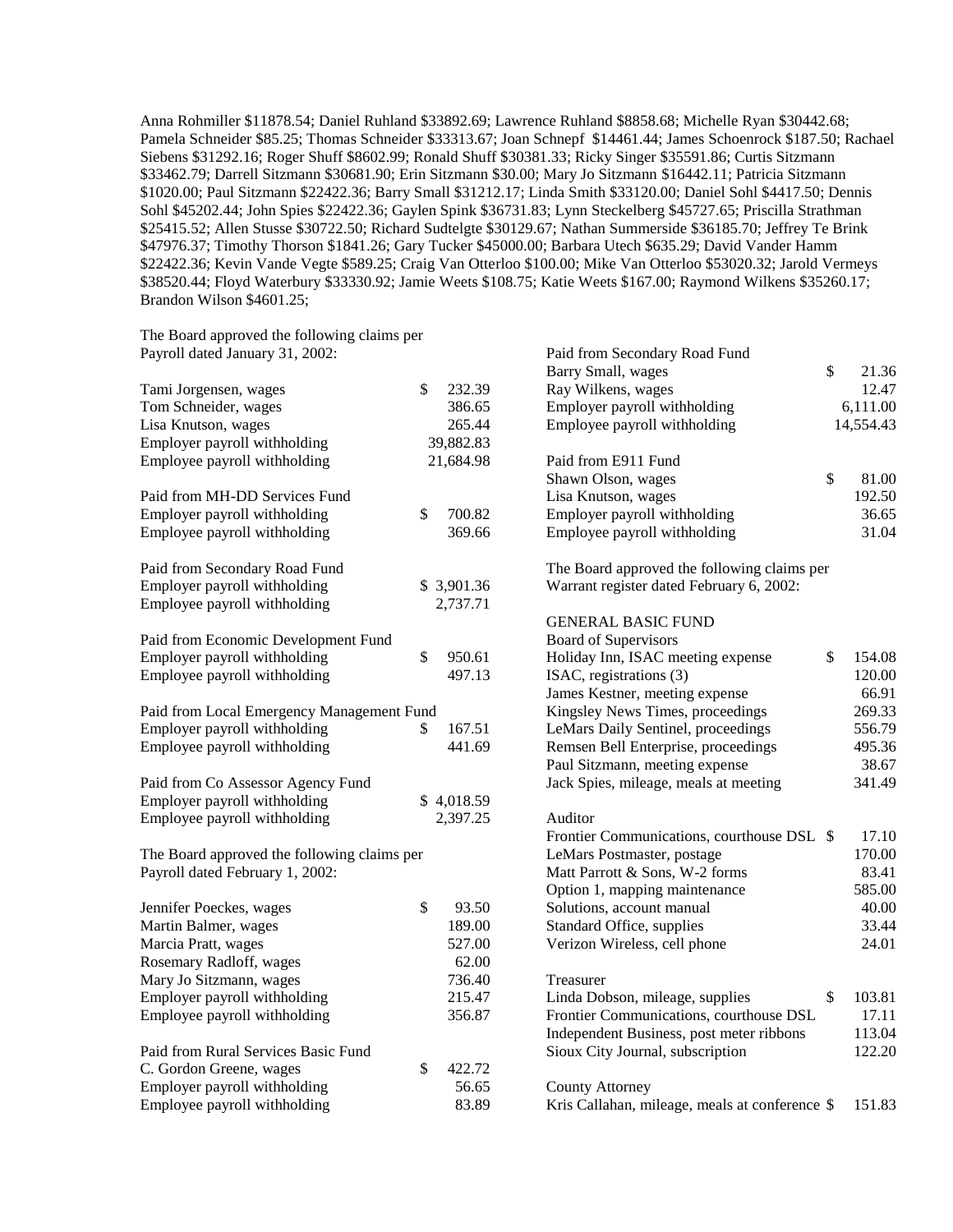Anna Rohmiller $11878.54; Daniel Ruhland $33892.69; Lawrence Ruhland $8858.68; Michelle Ryan $30442.68; Pamela Schneider $85.25; Thomas Schneider $33313.67; Joan Schnepf $14461.44; James Schoenrock $187.50; Rachael Siebens $31292.16; Roger Shuff $8602.99; Ronald Shuff $30381.33; Ricky Singer $35591.86; Curtis Sitzmann $33462.79; Darrell Sitzmann $30681.90; Erin Sitzmann $30.00; Mary Jo Sitzmann $16442.11; Patricia Sitzmann $1020.00; Paul Sitzmann $22422.36; Barry Small $31212.17; Linda Smith $33120.00; Daniel Sohl $4417.50; Dennis Sohl $45202.44; John Spies $22422.36; Gaylen Spink $36731.83; Lynn Steckelberg $45727.65; Priscilla Strathman $25415.52; Allen Stusse $30722.50; Richard Sudtelgte $30129.67; Nathan Summerside $36185.70; Jeffrey Te Brink $47976.37; Timothy Thorson $1841.26; Gary Tucker $45000.00; Barbara Utech $635.29; David Vander Hamm $22422.36; Kevin Vande Vegte $589.25; Craig Van Otterloo $100.00; Mike Van Otterloo $53020.32; Jarold Vermeys $38520.44; Floyd Waterbury $33330.92; Jamie Weets $108.75; Katie Weets $167.00; Raymond Wilkens $35260.17; Brandon Wilson $4601.25;

The Board approved the following claims per Payroll dated January 31, 2002:

| | |
|---|---|
| Tami Jorgensen, wages | $ 232.39 |
| Tom Schneider, wages | 386.65 |
| Lisa Knutson, wages | 265.44 |
| Employer payroll withholding | 39,882.83 |
| Employee payroll withholding | 21,684.98 |

Paid from MH-DD Services Fund

| | |
|---|---|
| Employer payroll withholding | $ 700.82 |
| Employee payroll withholding | 369.66 |

Paid from Secondary Road Fund

| | |
|---|---|
| Employer payroll withholding | $ 3,901.36 |
| Employee payroll withholding | 2,737.71 |

Paid from Economic Development Fund

| | |
|---|---|
| Employer payroll withholding | $ 950.61 |
| Employee payroll withholding | 497.13 |

Paid from Local Emergency Management Fund

| | |
|---|---|
| Employer payroll withholding | $ 167.51 |
| Employee payroll withholding | 441.69 |

Paid from Co Assessor Agency Fund

| | |
|---|---|
| Employer payroll withholding | $ 4,018.59 |
| Employee payroll withholding | 2,397.25 |

The Board approved the following claims per Payroll dated February 1, 2002:

| | |
|---|---|
| Jennifer Poeckes, wages | $ 93.50 |
| Martin Balmer, wages | 189.00 |
| Marcia Pratt, wages | 527.00 |
| Rosemary Radloff, wages | 62.00 |
| Mary Jo Sitzmann, wages | 736.40 |
| Employer payroll withholding | 215.47 |
| Employee payroll withholding | 356.87 |

Paid from Rural Services Basic Fund

| | |
|---|---|
| C. Gordon Greene, wages | $ 422.72 |
| Employer payroll withholding | 56.65 |
| Employee payroll withholding | 83.89 |

Paid from Secondary Road Fund

| | |
|---|---|
| Barry Small, wages | $ 21.36 |
| Ray Wilkens, wages | 12.47 |
| Employer payroll withholding | 6,111.00 |
| Employee payroll withholding | 14,554.43 |

Paid from E911 Fund

| | |
|---|---|
| Shawn Olson, wages | $ 81.00 |
| Lisa Knutson, wages | 192.50 |
| Employer payroll withholding | 36.65 |
| Employee payroll withholding | 31.04 |

The Board approved the following claims per Warrant register dated February 6, 2002:

GENERAL BASIC FUND

Board of Supervisors

| | |
|---|---|
| Holiday Inn, ISAC meeting expense | $ 154.08 |
| ISAC, registrations (3) | 120.00 |
| James Kestner, meeting expense | 66.91 |
| Kingsley News Times, proceedings | 269.33 |
| LeMars Daily Sentinel, proceedings | 556.79 |
| Remsen Bell Enterprise, proceedings | 495.36 |
| Paul Sitzmann, meeting expense | 38.67 |
| Jack Spies, mileage, meals at meeting | 341.49 |

Auditor

| | |
|---|---|
| Frontier Communications, courthouse DSL | $ 17.10 |
| LeMars Postmaster, postage | 170.00 |
| Matt Parrott & Sons, W-2 forms | 83.41 |
| Option 1, mapping maintenance | 585.00 |
| Solutions, account manual | 40.00 |
| Standard Office, supplies | 33.44 |
| Verizon Wireless, cell phone | 24.01 |

Treasurer

| | |
|---|---|
| Linda Dobson, mileage, supplies | $ 103.81 |
| Frontier Communications, courthouse DSL | 17.11 |
| Independent Business, post meter ribbons | 113.04 |
| Sioux City Journal, subscription | 122.20 |

County Attorney

| | |
|---|---|
| Kris Callahan, mileage, meals at conference | $ 151.83 |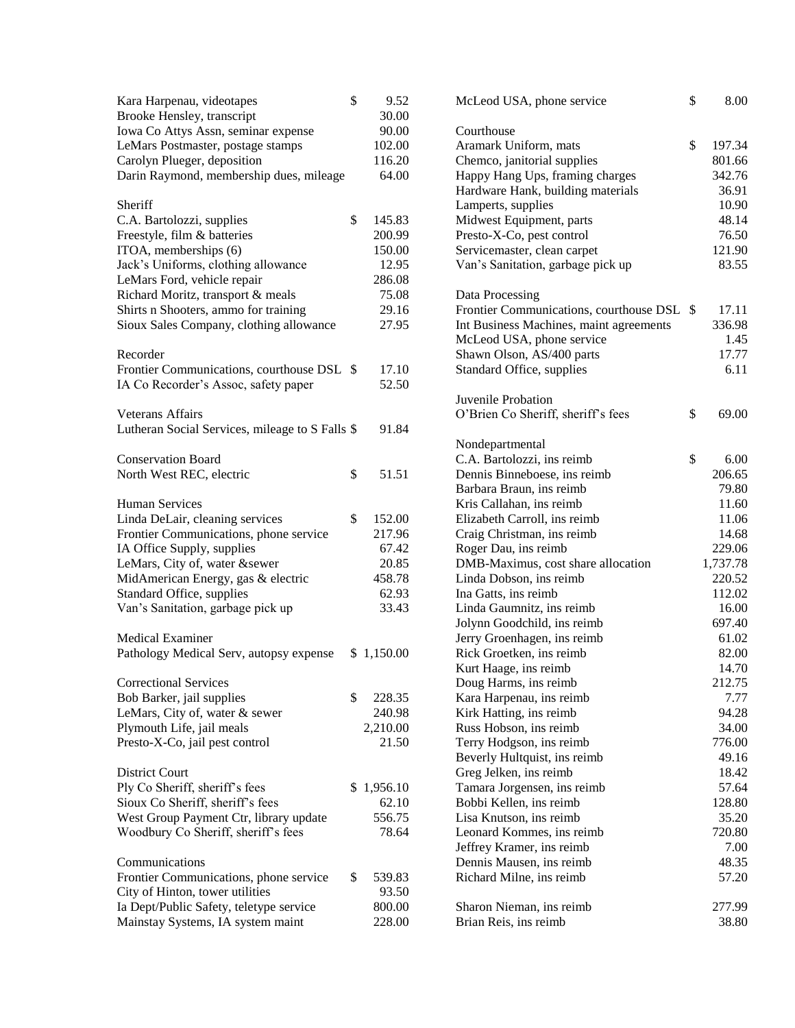| | |
|---|---|
| Kara Harpenau, videotapes | $ 9.52 |
| Brooke Hensley, transcript | 30.00 |
| Iowa Co Attys Assn, seminar expense | 90.00 |
| LeMars Postmaster, postage stamps | 102.00 |
| Carolyn Plueger, deposition | 116.20 |
| Darin Raymond, membership dues, mileage | 64.00 |

Sheriff

| | |
|---|---|
| C.A. Bartolozzi, supplies | $ 145.83 |
| Freestyle, film & batteries | 200.99 |
| ITOA, memberships (6) | 150.00 |
| Jack's Uniforms, clothing allowance | 12.95 |
| LeMars Ford, vehicle repair | 286.08 |
| Richard Moritz, transport & meals | 75.08 |
| Shirts n Shooters, ammo for training | 29.16 |
| Sioux Sales Company, clothing allowance | 27.95 |

Recorder

| | |
|---|---|
| Frontier Communications, courthouse DSL | $ 17.10 |
| IA Co Recorder's Assoc, safety paper | 52.50 |

Veterans Affairs

| | |
|---|---|
| Lutheran Social Services, mileage to S Falls | $ 91.84 |

Conservation Board

| | |
|---|---|
| North West REC, electric | $ 51.51 |

Human Services

| | |
|---|---|
| Linda DeLair, cleaning services | $ 152.00 |
| Frontier Communications, phone service | 217.96 |
| IA Office Supply, supplies | 67.42 |
| LeMars, City of, water &sewer | 20.85 |
| MidAmerican Energy, gas & electric | 458.78 |
| Standard Office, supplies | 62.93 |
| Van's Sanitation, garbage pick up | 33.43 |

Medical Examiner

| | |
|---|---|
| Pathology Medical Serv, autopsy expense | $ 1,150.00 |

Correctional Services

| | |
|---|---|
| Bob Barker, jail supplies | $ 228.35 |
| LeMars, City of, water & sewer | 240.98 |
| Plymouth Life, jail meals | 2,210.00 |
| Presto-X-Co, jail pest control | 21.50 |

District Court

| | |
|---|---|
| Ply Co Sheriff, sheriff's fees | $ 1,956.10 |
| Sioux Co Sheriff, sheriff's fees | 62.10 |
| West Group Payment Ctr, library update | 556.75 |
| Woodbury Co Sheriff, sheriff's fees | 78.64 |

Communications

| | |
|---|---|
| Frontier Communications, phone service | $ 539.83 |
| City of Hinton, tower utilities | 93.50 |
| Ia Dept/Public Safety, teletype service | 800.00 |
| Mainstay Systems, IA system maint | 228.00 |
| McLeod USA, phone service | $ 8.00 |

Courthouse

| | |
|---|---|
| Aramark Uniform, mats | $ 197.34 |
| Chemco, janitorial supplies | 801.66 |
| Happy Hang Ups, framing charges | 342.76 |
| Hardware Hank, building materials | 36.91 |
| Lamperts, supplies | 10.90 |
| Midwest Equipment, parts | 48.14 |
| Presto-X-Co, pest control | 76.50 |
| Servicemaster, clean carpet | 121.90 |
| Van's Sanitation, garbage pick up | 83.55 |

Data Processing

| | |
|---|---|
| Frontier Communications, courthouse DSL | $ 17.11 |
| Int Business Machines, maint agreements | 336.98 |
| McLeod USA, phone service | 1.45 |
| Shawn Olson, AS/400 parts | 17.77 |
| Standard Office, supplies | 6.11 |

Juvenile Probation

| | |
|---|---|
| O'Brien Co Sheriff, sheriff's fees | $ 69.00 |

Nondepartmental

| | |
|---|---|
| C.A. Bartolozzi, ins reimb | $ 6.00 |
| Dennis Binneboese, ins reimb | 206.65 |
| Barbara Braun, ins reimb | 79.80 |
| Kris Callahan, ins reimb | 11.60 |
| Elizabeth Carroll, ins reimb | 11.06 |
| Craig Christman, ins reimb | 14.68 |
| Roger Dau, ins reimb | 229.06 |
| DMB-Maximus, cost share allocation | 1,737.78 |
| Linda Dobson, ins reimb | 220.52 |
| Ina Gatts, ins reimb | 112.02 |
| Linda Gaumnitz, ins reimb | 16.00 |
| Jolynn Goodchild, ins reimb | 697.40 |
| Jerry Groenhagen, ins reimb | 61.02 |
| Rick Groetken, ins reimb | 82.00 |
| Kurt Haage, ins reimb | 14.70 |
| Doug Harms, ins reimb | 212.75 |
| Kara Harpenau, ins reimb | 7.77 |
| Kirk Hatting, ins reimb | 94.28 |
| Russ Hobson, ins reimb | 34.00 |
| Terry Hodgson, ins reimb | 776.00 |
| Beverly Hultquist, ins reimb | 49.16 |
| Greg Jelken, ins reimb | 18.42 |
| Tamara Jorgensen, ins reimb | 57.64 |
| Bobbi Kellen, ins reimb | 128.80 |
| Lisa Knutson, ins reimb | 35.20 |
| Leonard Kommes, ins reimb | 720.80 |
| Jeffrey Kramer, ins reimb | 7.00 |
| Dennis Mausen, ins reimb | 48.35 |
| Richard Milne, ins reimb | 57.20 |
| Sharon Nieman, ins reimb | 277.99 |
| Brian Reis, ins reimb | 38.80 |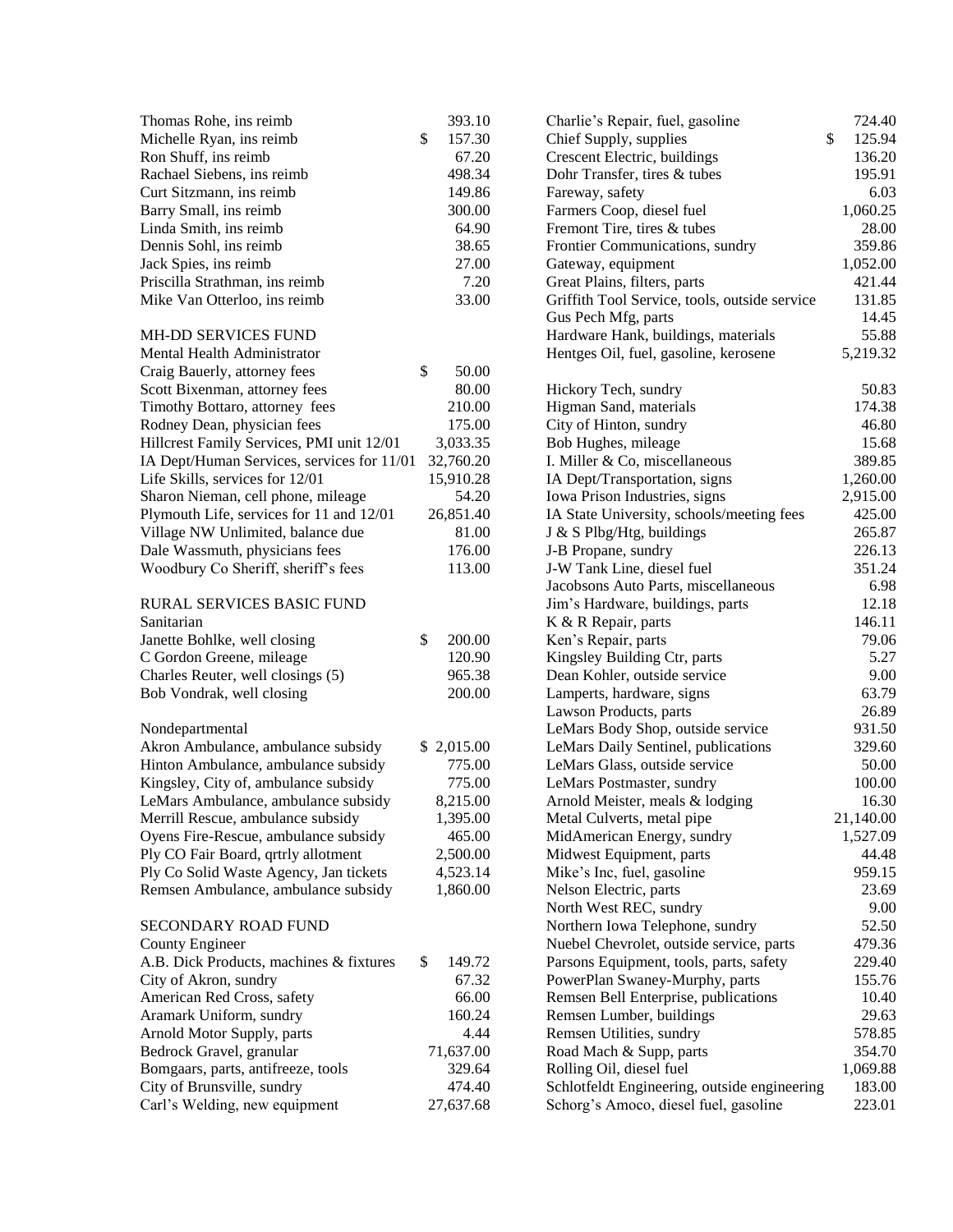| | |
|---|---|
| Thomas Rohe, ins reimb | 393.10 |
| Michelle Ryan, ins reimb | $ 157.30 |
| Ron Shuff, ins reimb | 67.20 |
| Rachael Siebens, ins reimb | 498.34 |
| Curt Sitzmann, ins reimb | 149.86 |
| Barry Small, ins reimb | 300.00 |
| Linda Smith, ins reimb | 64.90 |
| Dennis Sohl, ins reimb | 38.65 |
| Jack Spies, ins reimb | 27.00 |
| Priscilla Strathman, ins reimb | 7.20 |
| Mike Van Otterloo, ins reimb | 33.00 |

MH-DD SERVICES FUND

Mental Health Administrator

| | |
|---|---|
| Craig Bauerly, attorney fees | $ 50.00 |
| Scott Bixenman, attorney fees | 80.00 |
| Timothy Bottaro, attorney fees | 210.00 |
| Rodney Dean, physician fees | 175.00 |
| Hillcrest Family Services, PMI unit 12/01 | 3,033.35 |
| IA Dept/Human Services, services for 11/01 | 32,760.20 |
| Life Skills, services for 12/01 | 15,910.28 |
| Sharon Nieman, cell phone, mileage | 54.20 |
| Plymouth Life, services for 11 and 12/01 | 26,851.40 |
| Village NW Unlimited, balance due | 81.00 |
| Dale Wassmuth, physicians fees | 176.00 |
| Woodbury Co Sheriff, sheriff's fees | 113.00 |

RURAL SERVICES BASIC FUND

Sanitarian

| | |
|---|---|
| Janette Bohlke, well closing | $ 200.00 |
| C Gordon Greene, mileage | 120.90 |
| Charles Reuter, well closings (5) | 965.38 |
| Bob Vondrak, well closing | 200.00 |

Nondepartmental

| | |
|---|---|
| Akron Ambulance, ambulance subsidy | $ 2,015.00 |
| Hinton Ambulance, ambulance subsidy | 775.00 |
| Kingsley, City of, ambulance subsidy | 775.00 |
| LeMars Ambulance, ambulance subsidy | 8,215.00 |
| Merrill Rescue, ambulance subsidy | 1,395.00 |
| Oyens Fire-Rescue, ambulance subsidy | 465.00 |
| Ply CO Fair Board, qrtrly allotment | 2,500.00 |
| Ply Co Solid Waste Agency, Jan tickets | 4,523.14 |
| Remsen Ambulance, ambulance subsidy | 1,860.00 |

SECONDARY ROAD FUND

County Engineer

| | |
|---|---|
| A.B. Dick Products, machines & fixtures | $ 149.72 |
| City of Akron, sundry | 67.32 |
| American Red Cross, safety | 66.00 |
| Aramark Uniform, sundry | 160.24 |
| Arnold Motor Supply, parts | 4.44 |
| Bedrock Gravel, granular | 71,637.00 |
| Bomgaars, parts, antifreeze, tools | 329.64 |
| City of Brunsville, sundry | 474.40 |
| Carl's Welding, new equipment | 27,637.68 |
| Charlie's Repair, fuel, gasoline | 724.40 |
| Chief Supply, supplies | $ 125.94 |
| Crescent Electric, buildings | 136.20 |
| Dohr Transfer, tires & tubes | 195.91 |
| Fareway, safety | 6.03 |
| Farmers Coop, diesel fuel | 1,060.25 |
| Fremont Tire, tires & tubes | 28.00 |
| Frontier Communications, sundry | 359.86 |
| Gateway, equipment | 1,052.00 |
| Great Plains, filters, parts | 421.44 |
| Griffith Tool Service, tools, outside service | 131.85 |
| Gus Pech Mfg, parts | 14.45 |
| Hardware Hank, buildings, materials | 55.88 |
| Hentges Oil, fuel, gasoline, kerosene | 5,219.32 |
| Hickory Tech, sundry | 50.83 |
| Higman Sand, materials | 174.38 |
| City of Hinton, sundry | 46.80 |
| Bob Hughes, mileage | 15.68 |
| I. Miller & Co, miscellaneous | 389.85 |
| IA Dept/Transportation, signs | 1,260.00 |
| Iowa Prison Industries, signs | 2,915.00 |
| IA State University, schools/meeting fees | 425.00 |
| J & S Plbg/Htg, buildings | 265.87 |
| J-B Propane, sundry | 226.13 |
| J-W Tank Line, diesel fuel | 351.24 |
| Jacobsons Auto Parts, miscellaneous | 6.98 |
| Jim's Hardware, buildings, parts | 12.18 |
| K & R Repair, parts | 146.11 |
| Ken's Repair, parts | 79.06 |
| Kingsley Building Ctr, parts | 5.27 |
| Dean Kohler, outside service | 9.00 |
| Lamperts, hardware, signs | 63.79 |
| Lawson Products, parts | 26.89 |
| LeMars Body Shop, outside service | 931.50 |
| LeMars Daily Sentinel, publications | 329.60 |
| LeMars Glass, outside service | 50.00 |
| LeMars Postmaster, sundry | 100.00 |
| Arnold Meister, meals & lodging | 16.30 |
| Metal Culverts, metal pipe | 21,140.00 |
| MidAmerican Energy, sundry | 1,527.09 |
| Midwest Equipment, parts | 44.48 |
| Mike's Inc, fuel, gasoline | 959.15 |
| Nelson Electric, parts | 23.69 |
| North West REC, sundry | 9.00 |
| Northern Iowa Telephone, sundry | 52.50 |
| Nuebel Chevrolet, outside service, parts | 479.36 |
| Parsons Equipment, tools, parts, safety | 229.40 |
| PowerPlan Swaney-Murphy, parts | 155.76 |
| Remsen Bell Enterprise, publications | 10.40 |
| Remsen Lumber, buildings | 29.63 |
| Remsen Utilities, sundry | 578.85 |
| Road Mach & Supp, parts | 354.70 |
| Rolling Oil, diesel fuel | 1,069.88 |
| Schlotfeldt Engineering, outside engineering | 183.00 |
| Schorg's Amoco, diesel fuel, gasoline | 223.01 |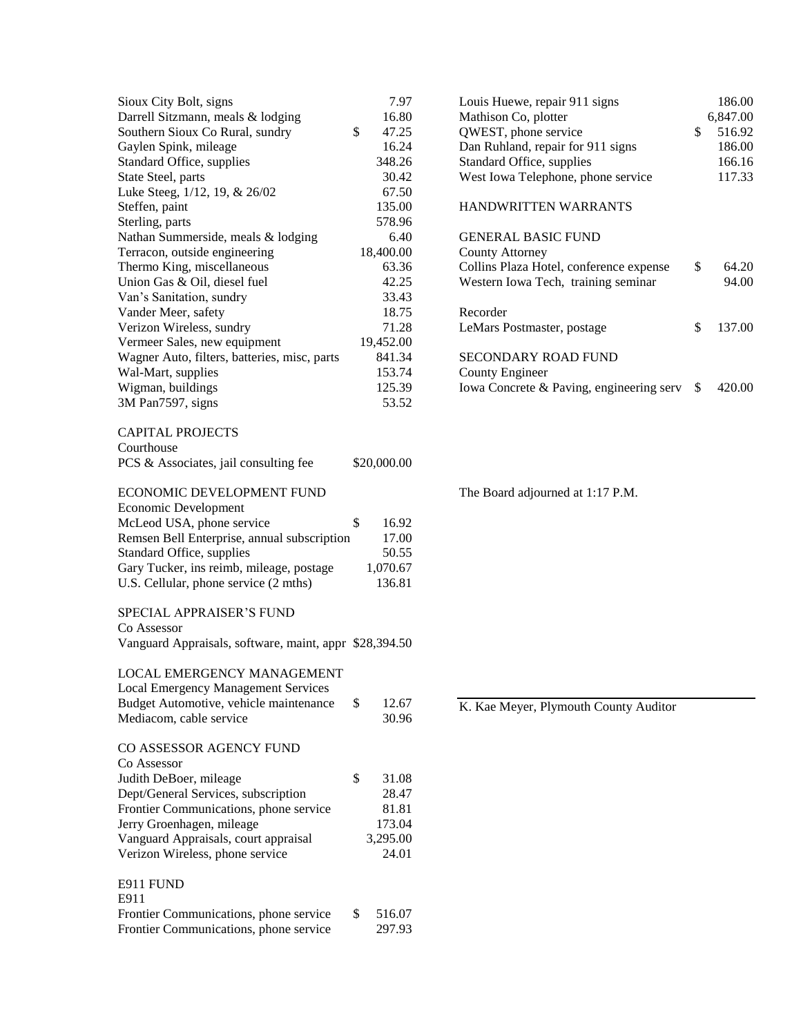| | |
|---|---|
| Sioux City Bolt, signs | 7.97 |
| Darrell Sitzmann, meals & lodging | 16.80 |
| Southern Sioux Co Rural, sundry | $ 47.25 |
| Gaylen Spink, mileage | 16.24 |
| Standard Office, supplies | 348.26 |
| State Steel, parts | 30.42 |
| Luke Steeg, 1/12, 19, & 26/02 | 67.50 |
| Steffen, paint | 135.00 |
| Sterling, parts | 578.96 |
| Nathan Summerside, meals & lodging | 6.40 |
| Terracon, outside engineering | 18,400.00 |
| Thermo King, miscellaneous | 63.36 |
| Union Gas & Oil, diesel fuel | 42.25 |
| Van's Sanitation, sundry | 33.43 |
| Vander Meer, safety | 18.75 |
| Verizon Wireless, sundry | 71.28 |
| Vermeer Sales, new equipment | 19,452.00 |
| Wagner Auto, filters, batteries, misc, parts | 841.34 |
| Wal-Mart, supplies | 153.74 |
| Wigman, buildings | 125.39 |
| 3M Pan7597, signs | 53.52 |

CAPITAL PROJECTS
Courthouse

| | |
|---|---|
| PCS & Associates, jail consulting fee | $20,000.00 |

ECONOMIC DEVELOPMENT FUND
Economic Development

| | |
|---|---|
| McLeod USA, phone service | $ 16.92 |
| Remsen Bell Enterprise, annual subscription | 17.00 |
| Standard Office, supplies | 50.55 |
| Gary Tucker, ins reimb, mileage, postage | 1,070.67 |
| U.S. Cellular, phone service (2 mths) | 136.81 |

SPECIAL APPRAISER'S FUND
Co Assessor

| | |
|---|---|
| Vanguard Appraisals, software, maint, appr | $28,394.50 |

LOCAL EMERGENCY MANAGEMENT
Local Emergency Management Services

| | |
|---|---|
| Budget Automotive, vehicle maintenance | $ 12.67 |
| Mediacom, cable service | 30.96 |

CO ASSESSOR AGENCY FUND
Co Assessor

| | |
|---|---|
| Judith DeBoer, mileage | $ 31.08 |
| Dept/General Services, subscription | 28.47 |
| Frontier Communications, phone service | 81.81 |
| Jerry Groenhagen, mileage | 173.04 |
| Vanguard Appraisals, court appraisal | 3,295.00 |
| Verizon Wireless, phone service | 24.01 |

E911 FUND
E911

| | |
|---|---|
| Frontier Communications, phone service | $ 516.07 |
| Frontier Communications, phone service | 297.93 |
| Louis Huewe, repair 911 signs | 186.00 |
| Mathison Co, plotter | 6,847.00 |
| QWEST, phone service | $ 516.92 |
| Dan Ruhland, repair for 911 signs | 186.00 |
| Standard Office, supplies | 166.16 |
| West Iowa Telephone, phone service | 117.33 |

HANDWRITTEN WARRANTS

GENERAL BASIC FUND
County Attorney

| | |
|---|---|
| Collins Plaza Hotel, conference expense | $ 64.20 |
| Western Iowa Tech, training seminar | 94.00 |

Recorder

| | |
|---|---|
| LeMars Postmaster, postage | $ 137.00 |

SECONDARY ROAD FUND
County Engineer

| | |
|---|---|
| Iowa Concrete & Paving, engineering serv | $ 420.00 |

The Board adjourned at 1:17 P.M.

K. Kae Meyer, Plymouth County Auditor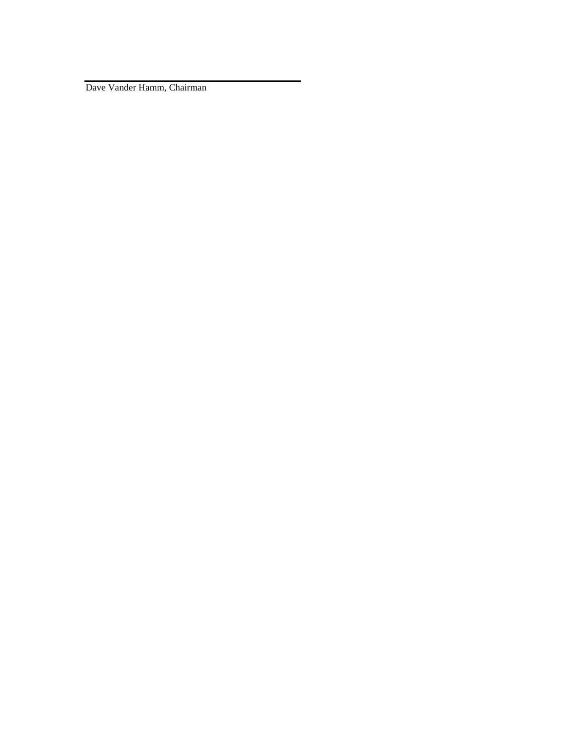\_\_\_\_\_\_\_\_\_\_\_\_\_\_\_\_\_\_\_\_\_\_\_\_\_\_\_\_\_\_\_\_\_\_\_\_\_\_\_\_

Dave Vander Hamm, Chairman